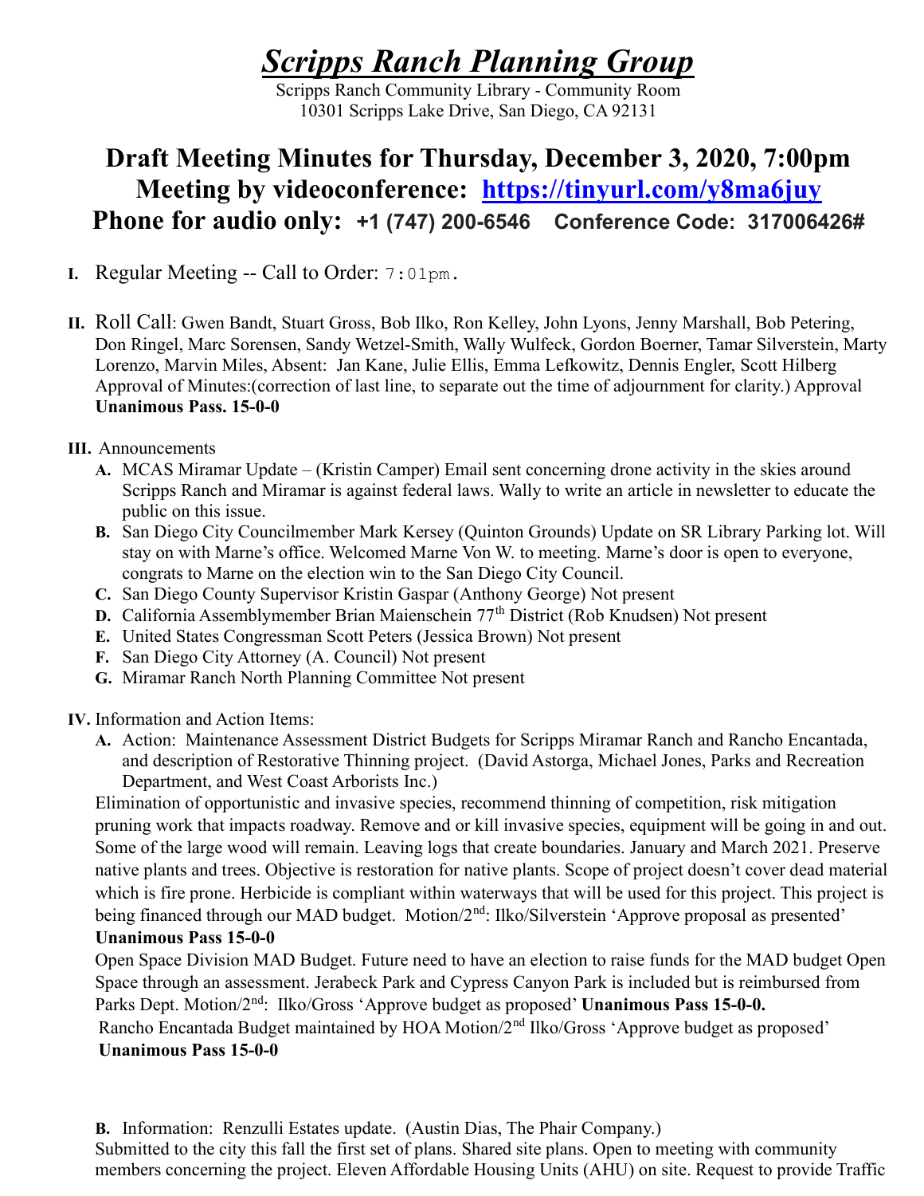# *Scripps Ranch Planning Group*

Scripps Ranch Community Library - Community Room
10301 Scripps Lake Drive, San Diego, CA 92131

## Draft Meeting Minutes for Thursday, December 3, 2020, 7:00pm
## Meeting by videoconference: [https://tinyurl.com/y8ma6juy](https://tinyurl.com/y8ma6juy)
## Phone for audio only: +1 (747) 200-6546 Conference Code: 317006426#

**I.** Regular Meeting -- Call to Order: 7:01pm.

**II.** Roll Call: Gwen Bandt, Stuart Gross, Bob Ilko, Ron Kelley, John Lyons, Jenny Marshall, Bob Petering, Don Ringel, Marc Sorensen, Sandy Wetzel-Smith, Wally Wulfeck, Gordon Boerner, Tamar Silverstein, Marty Lorenzo, Marvin Miles, Absent: Jan Kane, Julie Ellis, Emma Lefkowitz, Dennis Engler, Scott Hilberg
Approval of Minutes:(correction of last line, to separate out the time of adjournment for clarity.) Approval **Unanimous Pass. 15-0-0**

**III.** Announcements

A. MCAS Miramar Update – (Kristin Camper) Email sent concerning drone activity in the skies around Scripps Ranch and Miramar is against federal laws. Wally to write an article in newsletter to educate the public on this issue.
B. San Diego City Councilmember Mark Kersey (Quinton Grounds) Update on SR Library Parking lot. Will stay on with Marne's office. Welcomed Marne Von W. to meeting. Marne's door is open to everyone, congrats to Marne on the election win to the San Diego City Council.
C. San Diego County Supervisor Kristin Gaspar (Anthony George) Not present
D. California Assemblymember Brian Maienschein 77th District (Rob Knudsen) Not present
E. United States Congressman Scott Peters (Jessica Brown) Not present
F. San Diego City Attorney (A. Council) Not present
G. Miramar Ranch North Planning Committee Not present

**IV.** Information and Action Items:

A. Action: Maintenance Assessment District Budgets for Scripps Miramar Ranch and Rancho Encantada, and description of Restorative Thinning project. (David Astorga, Michael Jones, Parks and Recreation Department, and West Coast Arborists Inc.)

Elimination of opportunistic and invasive species, recommend thinning of competition, risk mitigation pruning work that impacts roadway. Remove and or kill invasive species, equipment will be going in and out. Some of the large wood will remain. Leaving logs that create boundaries. January and March 2021. Preserve native plants and trees. Objective is restoration for native plants. Scope of project doesn't cover dead material which is fire prone. Herbicide is compliant within waterways that will be used for this project. This project is being financed through our MAD budget. Motion/2nd: Ilko/Silverstein 'Approve proposal as presented'
**Unanimous Pass 15-0-0**

Open Space Division MAD Budget. Future need to have an election to raise funds for the MAD budget Open Space through an assessment. Jerabeck Park and Cypress Canyon Park is included but is reimbursed from Parks Dept. Motion/2nd: Ilko/Gross 'Approve budget as proposed' **Unanimous Pass 15-0-0.**

Rancho Encantada Budget maintained by HOA Motion/2nd Ilko/Gross 'Approve budget as proposed' **Unanimous Pass 15-0-0**

B. Information: Renzulli Estates update. (Austin Dias, The Phair Company.)

Submitted to the city this fall the first set of plans. Shared site plans. Open to meeting with community members concerning the project. Eleven Affordable Housing Units (AHU) on site. Request to provide Traffic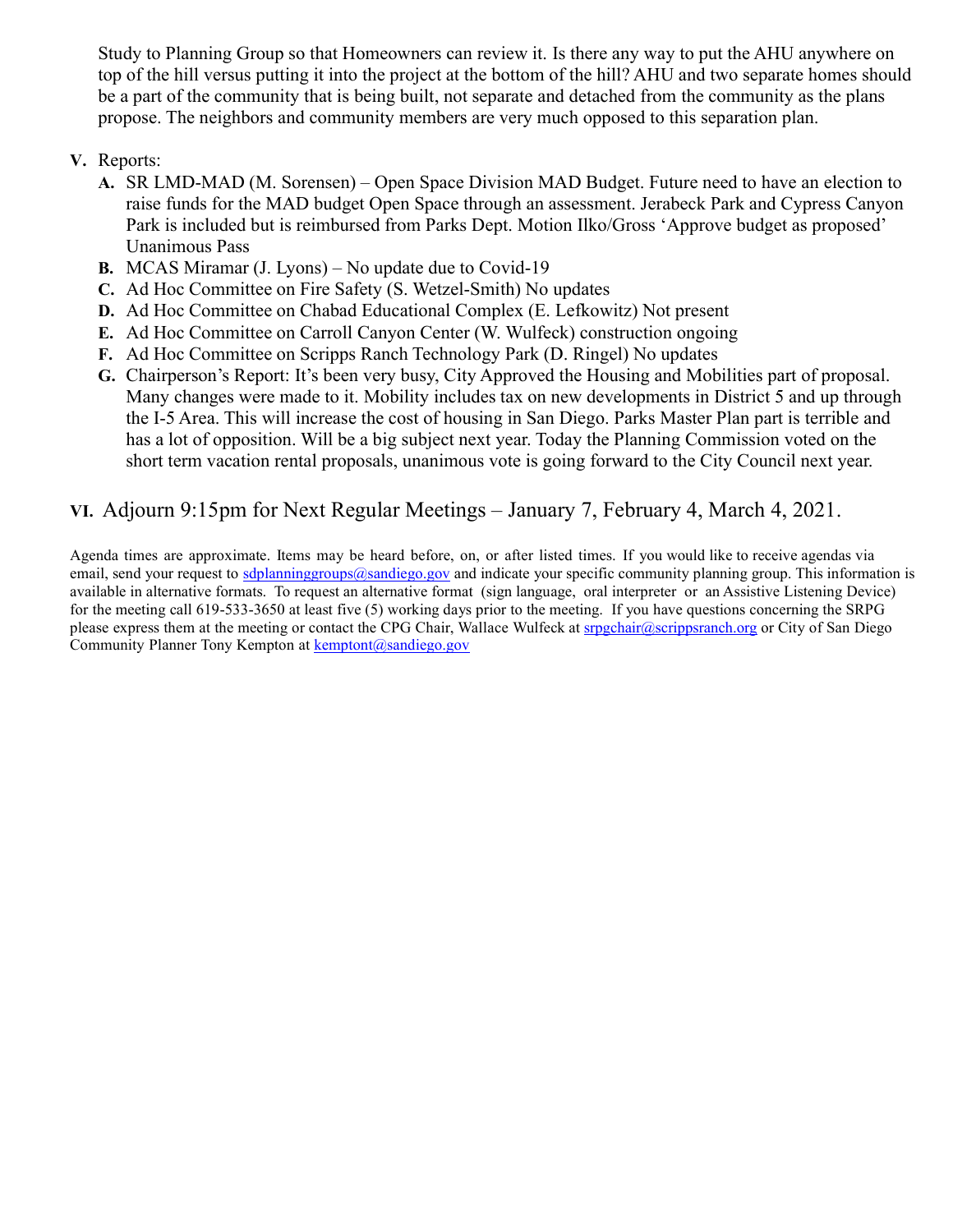Study to Planning Group so that Homeowners can review it. Is there any way to put the AHU anywhere on top of the hill versus putting it into the project at the bottom of the hill? AHU and two separate homes should be a part of the community that is being built, not separate and detached from the community as the plans propose. The neighbors and community members are very much opposed to this separation plan.

**V.** Reports:

**A.** SR LMD-MAD (M. Sorensen) – Open Space Division MAD Budget. Future need to have an election to raise funds for the MAD budget Open Space through an assessment. Jerabeck Park and Cypress Canyon Park is included but is reimbursed from Parks Dept. Motion Ilko/Gross 'Approve budget as proposed' Unanimous Pass

**B.** MCAS Miramar (J. Lyons) – No update due to Covid-19

**C.** Ad Hoc Committee on Fire Safety (S. Wetzel-Smith) No updates

**D.** Ad Hoc Committee on Chabad Educational Complex (E. Lefkowitz) Not present

**E.** Ad Hoc Committee on Carroll Canyon Center (W. Wulfeck) construction ongoing

**F.** Ad Hoc Committee on Scripps Ranch Technology Park (D. Ringel) No updates

**G.** Chairperson's Report: It's been very busy, City Approved the Housing and Mobilities part of proposal. Many changes were made to it. Mobility includes tax on new developments in District 5 and up through the I-5 Area. This will increase the cost of housing in San Diego. Parks Master Plan part is terrible and has a lot of opposition. Will be a big subject next year. Today the Planning Commission voted on the short term vacation rental proposals, unanimous vote is going forward to the City Council next year.

## **VI.** Adjourn 9:15pm for Next Regular Meetings – January 7, February 4, March 4, 2021.

Agenda times are approximate. Items may be heard before, on, or after listed times. If you would like to receive agendas via email, send your request to sdplanninggroups@sandiego.gov and indicate your specific community planning group. This information is available in alternative formats. To request an alternative format (sign language, oral interpreter or an Assistive Listening Device) for the meeting call 619-533-3650 at least five (5) working days prior to the meeting. If you have questions concerning the SRPG please express them at the meeting or contact the CPG Chair, Wallace Wulfeck at srpgchair@scrippsranch.org or City of San Diego Community Planner Tony Kempton at kemptont@sandiego.gov